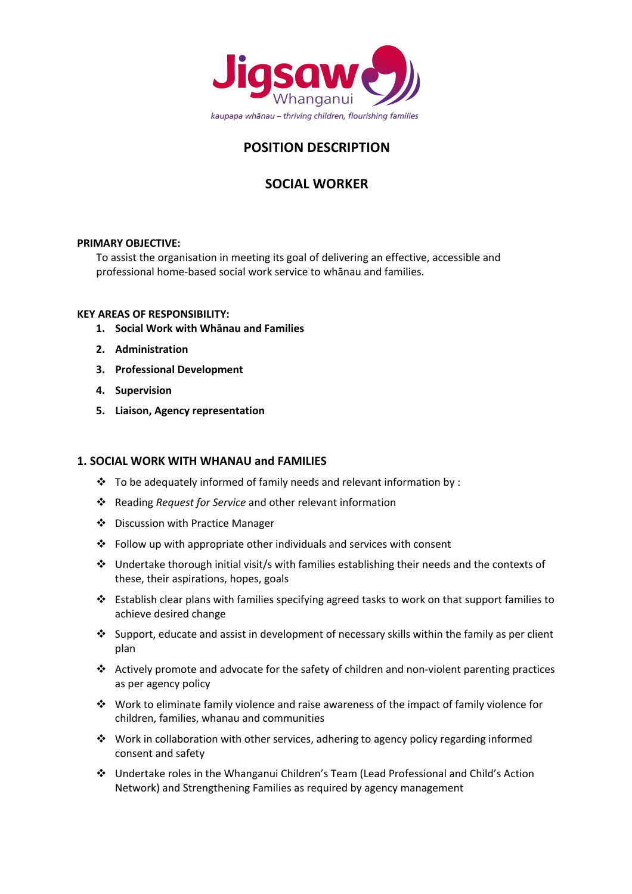Jigsaw Whanganui

*kaupapa whānau – thriving children, flourishing families*

# POSITION DESCRIPTION

# SOCIAL WORKER

**PRIMARY OBJECTIVE:**

To assist the organisation in meeting its goal of delivering an effective, accessible and professional home-based social work service to whānau and families.

**KEY AREAS OF RESPONSIBILITY:**

1. **Social Work with Whānau and Families**
2. **Administration**
3. **Professional Development**
4. **Supervision**
5. **Liaison, Agency representation**

## 1. SOCIAL WORK WITH WHANAU and FAMILIES

- To be adequately informed of family needs and relevant information by :
- Reading *Request for Service* and other relevant information
- Discussion with Practice Manager
- Follow up with appropriate other individuals and services with consent
- Undertake thorough initial visit/s with families establishing their needs and the contexts of these, their aspirations, hopes, goals
- Establish clear plans with families specifying agreed tasks to work on that support families to achieve desired change
- Support, educate and assist in development of necessary skills within the family as per client plan
- Actively promote and advocate for the safety of children and non-violent parenting practices as per agency policy
- Work to eliminate family violence and raise awareness of the impact of family violence for children, families, whanau and communities
- Work in collaboration with other services, adhering to agency policy regarding informed consent and safety
- Undertake roles in the Whanganui Children's Team (Lead Professional and Child's Action Network) and Strengthening Families as required by agency management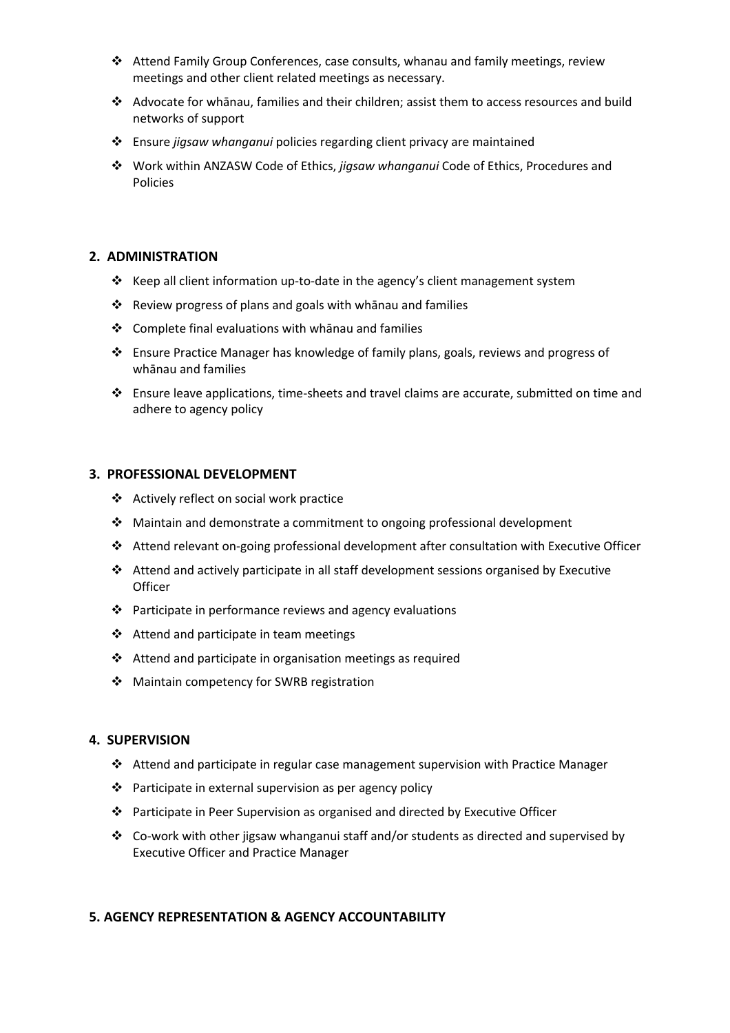- Attend Family Group Conferences, case consults, whanau and family meetings, review meetings and other client related meetings as necessary.
- Advocate for whānau, families and their children; assist them to access resources and build networks of support
- Ensure *jigsaw whanganui* policies regarding client privacy are maintained
- Work within ANZASW Code of Ethics, *jigsaw whanganui* Code of Ethics, Procedures and Policies

## 2. ADMINISTRATION

- Keep all client information up-to-date in the agency's client management system
- Review progress of plans and goals with whānau and families
- Complete final evaluations with whānau and families
- Ensure Practice Manager has knowledge of family plans, goals, reviews and progress of whānau and families
- Ensure leave applications, time-sheets and travel claims are accurate, submitted on time and adhere to agency policy

## 3. PROFESSIONAL DEVELOPMENT

- Actively reflect on social work practice
- Maintain and demonstrate a commitment to ongoing professional development
- Attend relevant on-going professional development after consultation with Executive Officer
- Attend and actively participate in all staff development sessions organised by Executive Officer
- Participate in performance reviews and agency evaluations
- Attend and participate in team meetings
- Attend and participate in organisation meetings as required
- Maintain competency for SWRB registration

## 4. SUPERVISION

- Attend and participate in regular case management supervision with Practice Manager
- Participate in external supervision as per agency policy
- Participate in Peer Supervision as organised and directed by Executive Officer
- Co-work with other jigsaw whanganui staff and/or students as directed and supervised by Executive Officer and Practice Manager

## 5. AGENCY REPRESENTATION & AGENCY ACCOUNTABILITY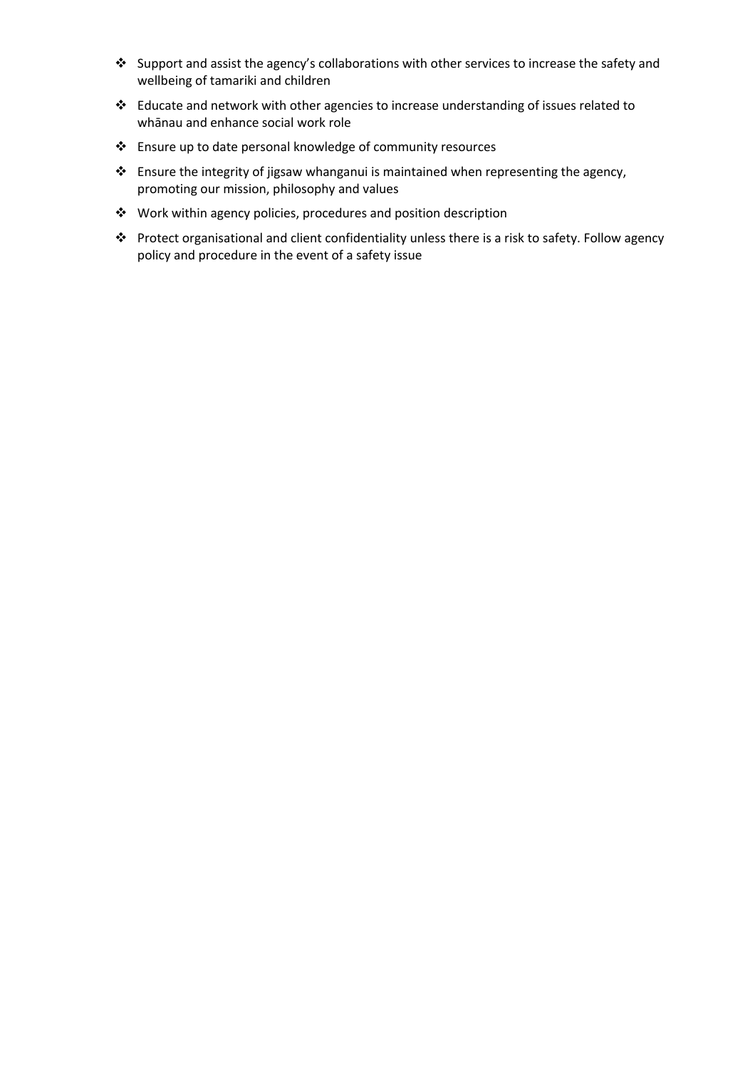- Support and assist the agency's collaborations with other services to increase the safety and wellbeing of tamariki and children
- Educate and network with other agencies to increase understanding of issues related to whānau and enhance social work role
- Ensure up to date personal knowledge of community resources
- Ensure the integrity of jigsaw whanganui is maintained when representing the agency, promoting our mission, philosophy and values
- Work within agency policies, procedures and position description
- Protect organisational and client confidentiality unless there is a risk to safety. Follow agency policy and procedure in the event of a safety issue